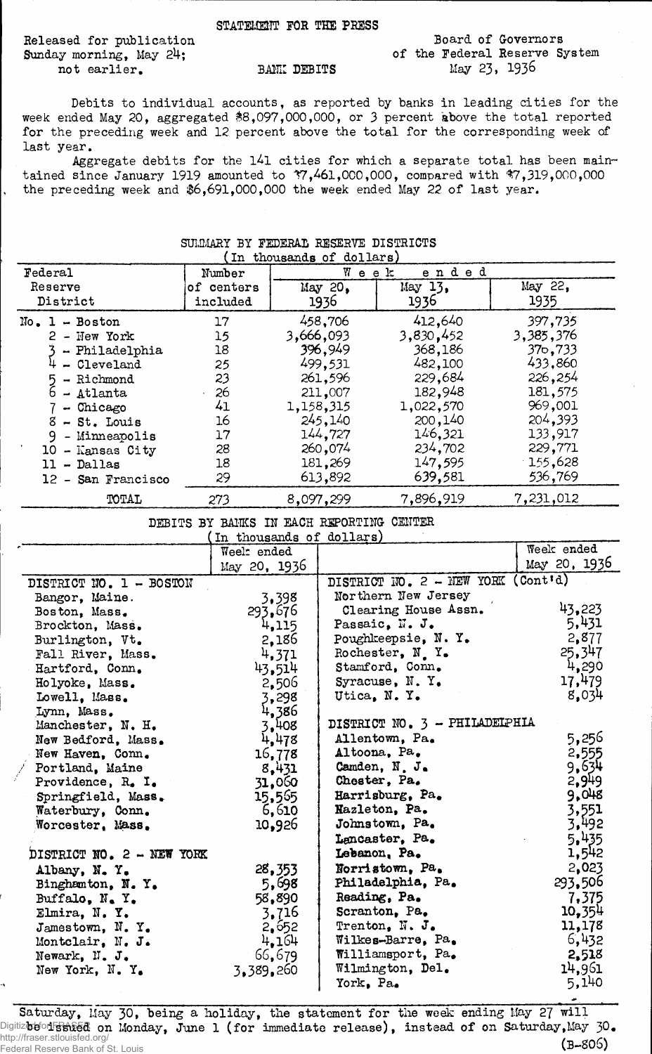STATEMENT FOR THE PRESS

Released for publication Sunday morning, May 24; not earlier.

Board of Governors of the Federal Reserve System May 23, 1936

BANK DEBITS

Debits to individual accounts, as reported by banks in leading cities for the week ended May 20, aggregated $8,097,000,000, or 3 percent above the total reported for the preceding week and 12 percent above the total for the corresponding week of last year.

Aggregate debits for the 141 cities for which a separate total has been maintained since January 1919 amounted to $7,461,000,000, compared with $7,319,000,000 the preceding week and $6,691,000,000 the week ended May 22 of last year.

SUMMARY BY FEDERAL RESERVE DISTRICTS
(In thousands of dollars)

| Federal Reserve District | Number of centers included | Week ended May 20, 1936 | May 13, 1936 | May 22, 1935 |
|---|---|---|---|---|
| No. 1 - Boston | 17 | 458,706 | 412,640 | 397,735 |
| 2 - New York | 15 | 3,666,093 | 3,830,452 | 3,385,376 |
| 3 - Philadelphia | 18 | 396,949 | 368,186 | 370,733 |
| 4 - Cleveland | 25 | 499,531 | 482,100 | 433,860 |
| 5 - Richmond | 23 | 261,596 | 229,684 | 226,254 |
| 6 - Atlanta | 26 | 211,007 | 182,948 | 181,575 |
| 7 - Chicago | 41 | 1,158,315 | 1,022,570 | 969,001 |
| 8 - St. Louis | 16 | 245,140 | 200,140 | 204,393 |
| 9 - Minneapolis | 17 | 144,727 | 146,321 | 133,917 |
| 10 - Kansas City | 28 | 260,074 | 234,702 | 229,771 |
| 11 - Dallas | 18 | 181,269 | 147,595 | 155,628 |
| 12 - San Francisco | 29 | 613,892 | 639,581 | 536,769 |
| TOTAL | 273 | 8,097,299 | 7,896,919 | 7,231,012 |

DEBITS BY BANKS IN EACH REPORTING CENTER
(In thousands of dollars)

| | Week ended May 20, 1936 | | Week ended May 20, 1936 |
|---|---|---|---|
| DISTRICT NO. 1 - BOSTON | | DISTRICT NO. 2 - NEW YORK (Cont'd) | |
| Bangor, Maine. | 3,398 | Northern New Jersey Clearing House Assn. | 43,223 |
| Boston, Mass. | 293,676 | Passaic, N. J. | 5,431 |
| Brockton, Mass. | 4,115 | Poughkeepsie, N. Y. | 2,877 |
| Burlington, Vt. | 2,186 | Rochester, N. Y. | 25,347 |
| Fall River, Mass. | 4,371 | Stamford, Conn. | 4,290 |
| Hartford, Conn. | 43,514 | Syracuse, N. Y. | 17,479 |
| Holyoke, Mass. | 2,506 | Utica, N. Y. | 8,034 |
| Lowell, Mass. | 3,298 | | |
| Lynn, Mass. | 4,386 | DISTRICT NO. 3 - PHILADELPHIA | |
| Manchester, N. H. | 3,408 | Allentown, Pa. | 5,256 |
| New Bedford, Mass. | 4,478 | Altoona, Pa. | 2,555 |
| New Haven, Conn. | 16,778 | Camden, N. J. | 9,634 |
| Portland, Maine | 8,431 | Chester, Pa. | 2,949 |
| Providence, R. I. | 31,060 | Harrisburg, Pa. | 9,048 |
| Springfield, Mass. | 15,565 | Hazleton, Pa. | 3,551 |
| Waterbury, Conn. | 6,610 | Johnstown, Pa. | 3,492 |
| Worcester, Mass. | 10,926 | Lancaster, Pa. | 5,435 |
| | | Lebanon, Pa. | 1,542 |
| DISTRICT NO. 2 - NEW YORK | | Norristown, Pa. | 2,023 |
| Albany, N. Y. | 28,353 | Philadelphia, Pa. | 293,506 |
| Binghamton, N. Y. | 5,698 | Reading, Pa. | 7,375 |
| Buffalo, N. Y. | 58,890 | Scranton, Pa. | 10,354 |
| Elmira, N. Y. | 3,716 | Trenton, N. J. | 11,178 |
| Jamestown, N. Y. | 2,652 | Wilkes-Barre, Pa. | 6,432 |
| Montclair, N. J. | 4,164 | Williamsport, Pa. | 2,518 |
| Newark, N. J. | 66,679 | Wilmington, Del. | 14,961 |
| New York, N. Y. | 3,389,260 | York, Pa. | 5,140 |

Saturday, May 30, being a holiday, the statement for the week ending May 27 will be issued on Monday, June 1 (for immediate release), instead of on Saturday, May 30.

(B-806)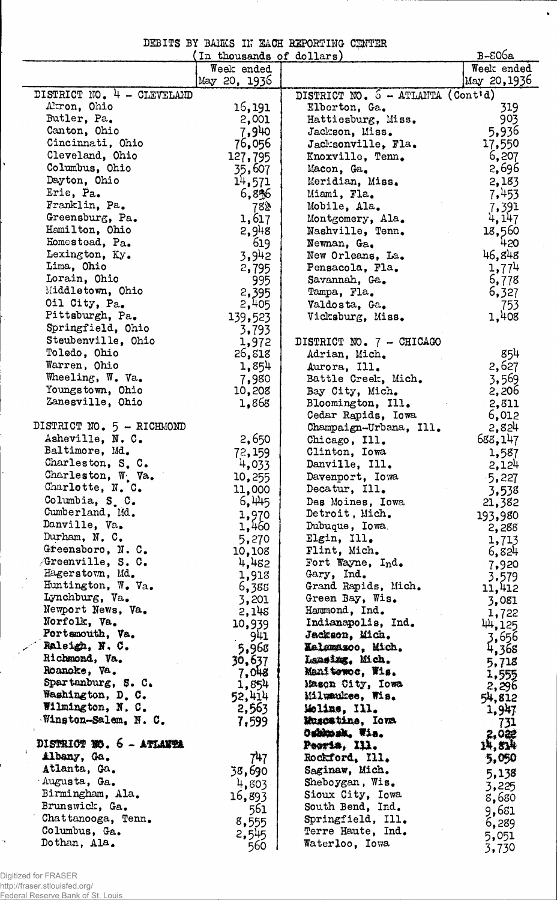DEBITS BY BANKS IN EACH REPORTING CENTER

(In thousands of dollars)

B-806a

| | Week ended May 20, 1936 |
|---|---|
| **DISTRICT NO. 4 - CLEVELAND** | |
| Akron, Ohio | 16,191 |
| Butler, Pa. | 2,001 |
| Canton, Ohio | 7,940 |
| Cincinnati, Ohio | 76,056 |
| Cleveland, Ohio | 127,795 |
| Columbus, Ohio | 35,607 |
| Dayton, Ohio | 14,571 |
| Erie, Pa. | 6,836 |
| Franklin, Pa. | 782 |
| Greensburg, Pa. | 1,617 |
| Hamilton, Ohio | 2,948 |
| Homestead, Pa. | 619 |
| Lexington, Ky. | 3,942 |
| Lima, Ohio | 2,795 |
| Lorain, Ohio | 995 |
| Middletown, Ohio | 2,395 |
| Oil City, Pa. | 2,405 |
| Pittsburgh, Pa. | 139,523 |
| Springfield, Ohio | 3,793 |
| Steubenville, Ohio | 1,972 |
| Toledo, Ohio | 26,818 |
| Warren, Ohio | 1,854 |
| Wheeling, W. Va. | 7,980 |
| Youngstown, Ohio | 10,208 |
| Zanesville, Ohio | 1,868 |
| **DISTRICT NO. 5 - RICHMOND** | |
| Asheville, N. C. | 2,650 |
| Baltimore, Md. | 72,159 |
| Charleston, S. C. | 4,033 |
| Charleston, W. Va. | 10,255 |
| Charlotte, N. C. | 11,000 |
| Columbia, S. C. | 6,445 |
| Cumberland, Md. | 1,970 |
| Danville, Va. | 1,460 |
| Durham, N. C. | 5,270 |
| Greensboro, N. C. | 10,108 |
| Greenville, S. C. | 4,482 |
| Hagerstown, Md. | 1,918 |
| Huntington, W. Va. | 6,388 |
| Lynchburg, Va. | 3,201 |
| Newport News, Va. | 2,148 |
| Norfolk, Va. | 10,939 |
| Portsmouth, Va. | 941 |
| Raleigh, N. C. | 5,968 |
| Richmond, Va. | 30,637 |
| Roanoke, Va. | 7,048 |
| Spartanburg, S. C. | 1,854 |
| Washington, D. C. | 52,414 |
| Wilmington, N. C. | 2,563 |
| Winston-Salem, N. C. | 7,599 |
| **DISTRICT NO. 6 - ATLANTA** | |
| Albany, Ga. | 747 |
| Atlanta, Ga. | 38,690 |
| Augusta, Ga. | 4,803 |
| Birmingham, Ala. | 16,893 |
| Brunswick, Ga. | 561 |
| Chattanooga, Tenn. | 8,555 |
| Columbus, Ga. | 2,545 |
| Dothan, Ala. | 560 |

| | Week ended May 20, 1936 |
|---|---|
| **DISTRICT NO. 6 - ATLANTA (Cont'd)** | |
| Elberton, Ga. | 319 |
| Hattiesburg, Miss. | 903 |
| Jackson, Miss. | 5,936 |
| Jacksonville, Fla. | 17,550 |
| Knoxville, Tenn. | 6,207 |
| Macon, Ga. | 2,696 |
| Meridian, Miss. | 2,183 |
| Miami, Fla. | 7,453 |
| Mobile, Ala. | 7,391 |
| Montgomery, Ala. | 4,147 |
| Nashville, Tenn. | 18,560 |
| Newnan, Ga. | 420 |
| New Orleans, La. | 46,848 |
| Pensacola, Fla. | 1,774 |
| Savannah, Ga. | 6,778 |
| Tampa, Fla. | 6,327 |
| Valdosta, Ga. | 753 |
| Vicksburg, Miss. | 1,408 |
| **DISTRICT NO. 7 - CHICAGO** | |
| Adrian, Mich. | 854 |
| Aurora, Ill. | 2,627 |
| Battle Creek, Mich. | 3,569 |
| Bay City, Mich. | 2,206 |
| Bloomington, Ill. | 2,811 |
| Cedar Rapids, Iowa | 6,012 |
| Champaign-Urbana, Ill. | 2,824 |
| Chicago, Ill. | 688,147 |
| Clinton, Iowa | 1,587 |
| Danville, Ill. | 2,124 |
| Davenport, Iowa | 5,227 |
| Decatur, Ill. | 3,538 |
| Des Moines, Iowa | 21,382 |
| Detroit, Mich. | 193,980 |
| Dubuque, Iowa | 2,288 |
| Elgin, Ill. | 1,713 |
| Flint, Mich. | 6,824 |
| Fort Wayne, Ind. | 7,920 |
| Gary, Ind. | 3,579 |
| Grand Rapids, Mich. | 11,412 |
| Green Bay, Wis. | 3,081 |
| Hammond, Ind. | 1,722 |
| Indianapolis, Ind. | 44,125 |
| Jackson, Mich. | 3,656 |
| Kalamazoo, Mich. | 4,368 |
| Lansing, Mich. | 5,718 |
| Manitowoc, Wis. | 1,555 |
| Mason City, Iowa | 2,296 |
| Milwaukee, Wis. | 54,812 |
| Moline, Ill. | 1,947 |
| Muscatine, Iowa | 731 |
| Oshkosh, Wis. | 2,022 |
| Peoria, Ill. | 14,814 |
| Rockford, Ill. | 5,050 |
| Saginaw, Mich. | 5,138 |
| Sheboygan, Wis. | 3,225 |
| Sioux City, Iowa | 8,680 |
| South Bend, Ind. | 9,681 |
| Springfield, Ill. | 6,289 |
| Terre Haute, Ind. | 5,051 |
| Waterloo, Iowa | 3,730 |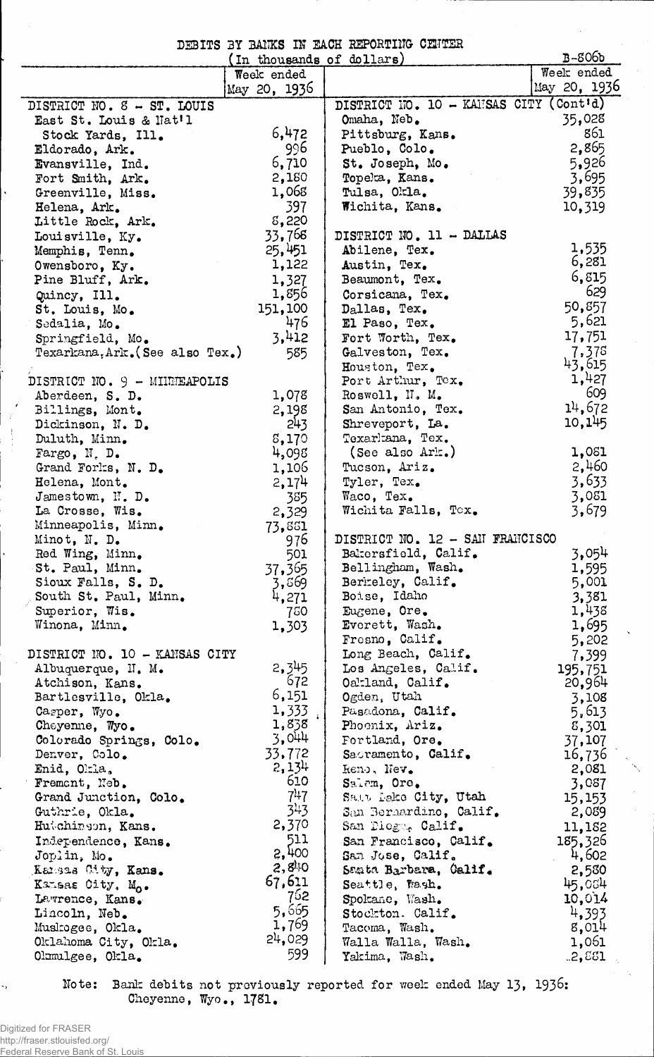DEBITS BY BANKS IN EACH REPORTING CENTER

(In thousands of dollars)

B-806b

| | Week ended May 20, 1936 | | Week ended May 20, 1936 |
|---|---|---|---|
| DISTRICT NO. 8 - ST. LOUIS | | DISTRICT NO. 10 - KANSAS CITY (Cont'd) | |
| East St. Louis & Nat'l Stock Yards, Ill. | 6,472 | Omaha, Neb. | 35,028 |
| Eldorado, Ark. | 996 | Pittsburg, Kans. | 861 |
| Evansville, Ind. | 6,710 | Pueblo, Colo. | 2,865 |
| Fort Smith, Ark. | 2,180 | St. Joseph, Mo. | 5,926 |
| Greenville, Miss. | 1,068 | Topeka, Kans. | 3,695 |
| Helena, Ark. | 397 | Tulsa, Okla. | 39,835 |
| Little Rock, Ark. | 8,220 | Wichita, Kans. | 10,319 |
| Louisville, Ky. | 33,768 | | |
| Memphis, Tenn. | 25,451 | DISTRICT NO. 11 - DALLAS | |
| Owensboro, Ky. | 1,122 | Abilene, Tex. | 1,535 |
| Pine Bluff, Ark. | 1,327 | Austin, Tex. | 6,281 |
| Quincy, Ill. | 1,856 | Beaumont, Tex. | 6,815 |
| St. Louis, Mo. | 151,100 | Corsicana, Tex. | 629 |
| Sedalia, Mo. | 476 | Dallas, Tex. | 50,857 |
| Springfield, Mo. | 3,412 | El Paso, Tex. | 5,621 |
| Texarkana, Ark. (See also Tex.) | 585 | Fort Worth, Tex. | 17,751 |
| | | Galveston, Tex. | 7,378 |
| DISTRICT NO. 9 - MINNEAPOLIS | | Houston, Tex. | 43,615 |
| Aberdeen, S. D. | 1,078 | Port Arthur, Tex. | 1,427 |
| Billings, Mont. | 2,198 | Roswell, N. M. | 609 |
| Dickinson, N. D. | 243 | San Antonio, Tex. | 14,672 |
| Duluth, Minn. | 8,170 | Shreveport, La. | 10,145 |
| Fargo, N. D. | 4,098 | Texarkana, Tex. (See also Ark.) | 1,081 |
| Grand Forks, N. D. | 1,106 | Tucson, Ariz. | 2,460 |
| Helena, Mont. | 2,174 | Tyler, Tex. | 3,633 |
| Jamestown, N. D. | 385 | Waco, Tex. | 3,081 |
| La Crosse, Wis. | 2,329 | Wichita Falls, Tex. | 3,679 |
| Minneapolis, Minn. | 73,881 | | |
| Minot, N. D. | 976 | DISTRICT NO. 12 - SAN FRANCISCO | |
| Red Wing, Minn. | 501 | Bakersfield, Calif. | 3,054 |
| St. Paul, Minn. | 37,365 | Bellingham, Wash. | 1,595 |
| Sioux Falls, S. D. | 3,869 | Berkeley, Calif. | 5,001 |
| South St. Paul, Minn. | 4,271 | Boise, Idaho | 3,381 |
| Superior, Wis. | 780 | Eugene, Ore. | 1,438 |
| Winona, Minn. | 1,303 | Everett, Wash. | 1,695 |
| | | Fresno, Calif. | 5,202 |
| DISTRICT NO. 10 - KANSAS CITY | | Long Beach, Calif. | 7,399 |
| Albuquerque, N. M. | 2,345 | Los Angeles, Calif. | 195,751 |
| Atchison, Kans. | 672 | Oakland, Calif. | 20,964 |
| Bartlesville, Okla. | 6,151 | Ogden, Utah | 3,108 |
| Casper, Wyo. | 1,333 | Pasadena, Calif. | 5,613 |
| Cheyenne, Wyo. | 1,838 | Phoenix, Ariz. | 8,301 |
| Colorado Springs, Colo. | 3,044 | Portland, Ore. | 37,107 |
| Denver, Colo. | 33,772 | Sacramento, Calif. | 16,736 |
| Enid, Okla. | 2,134 | Reno, Nev. | 2,081 |
| Fremont, Neb. | 610 | Salem, Ore. | 3,087 |
| Grand Junction, Colo. | 747 | Salt Lake City, Utah | 15,153 |
| Guthrie, Okla. | 343 | San Bernardino, Calif. | 2,089 |
| Hutchinson, Kans. | 2,370 | San Diego, Calif. | 11,182 |
| Independence, Kans. | 511 | San Francisco, Calif. | 185,326 |
| Joplin, Mo. | 2,400 | San Jose, Calif. | 4,602 |
| Kansas City, Kans. | 2,840 | Santa Barbara, Calif. | 2,580 |
| Kansas City, Mo. | 67,611 | Seattle, Wash. | 45,084 |
| Lawrence, Kans. | 762 | Spokane, Wash. | 10,014 |
| Lincoln, Neb. | 5,665 | Stockton, Calif. | 4,393 |
| Muskogee, Okla. | 1,769 | Tacoma, Wash. | 8,014 |
| Oklahoma City, Okla. | 24,029 | Walla Walla, Wash. | 1,061 |
| Okmulgee, Okla. | 599 | Yakima, Wash. | 2,881 |

Note: Bank debits not previously reported for week ended May 13, 1936: Cheyenne, Wyo., 1781.